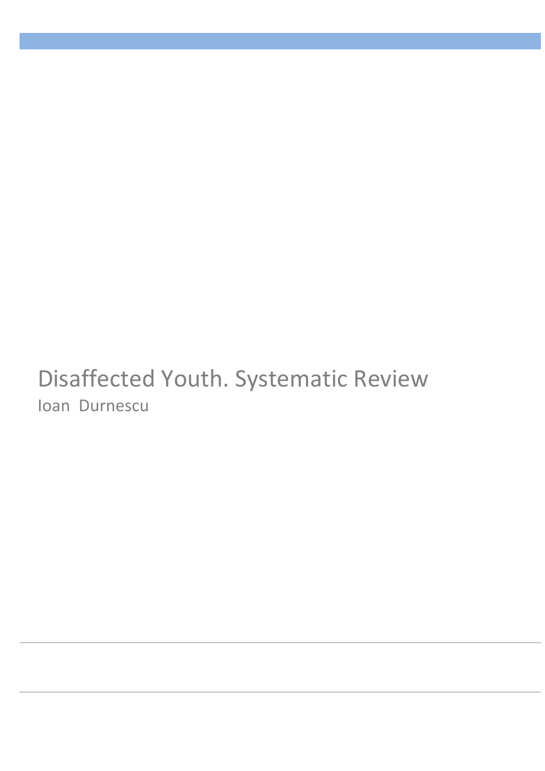# Disaffected Youth. Systematic Review

Ioan Durnescu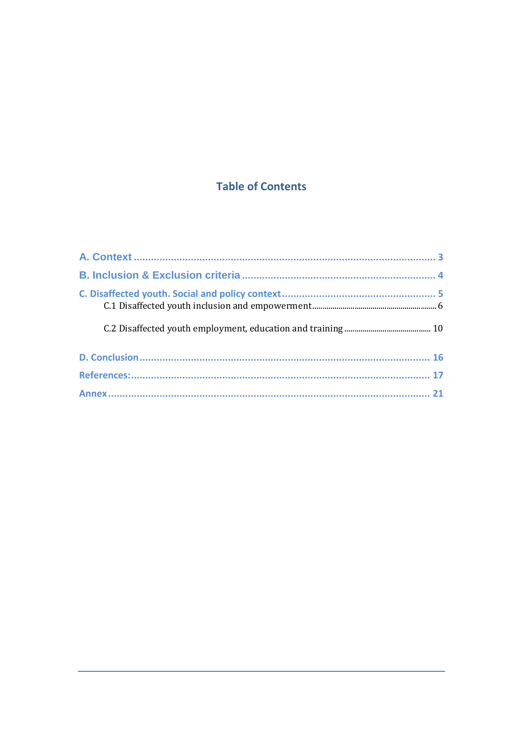## Table of Contents

A. Context ........................................................................................................ 3

B. Inclusion & Exclusion criteria ................................................................... 4

C. Disaffected youth. Social and policy context ............................................ 5

  C.1 Disaffected youth inclusion and empowerment ........................................ 6

  C.2 Disaffected youth employment, education and training ......................... 10

D. Conclusion ................................................................................................ 16

References: ................................................................................................... 17

Annex ............................................................................................................ 21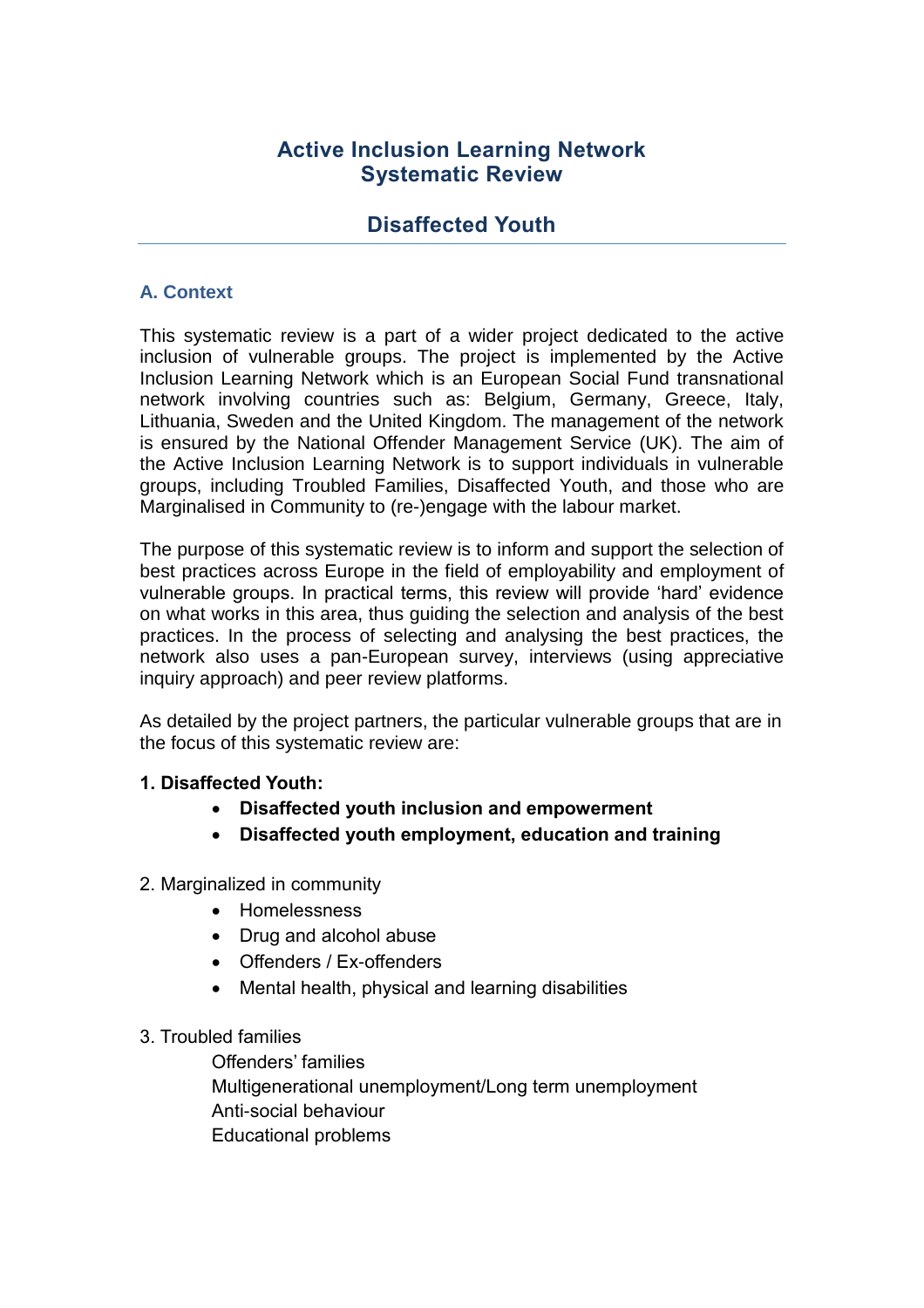# Active Inclusion Learning Network Systematic Review

## Disaffected Youth

### A. Context

This systematic review is a part of a wider project dedicated to the active inclusion of vulnerable groups. The project is implemented by the Active Inclusion Learning Network which is an European Social Fund transnational network involving countries such as: Belgium, Germany, Greece, Italy, Lithuania, Sweden and the United Kingdom. The management of the network is ensured by the National Offender Management Service (UK). The aim of the Active Inclusion Learning Network is to support individuals in vulnerable groups, including Troubled Families, Disaffected Youth, and those who are Marginalised in Community to (re-)engage with the labour market.

The purpose of this systematic review is to inform and support the selection of best practices across Europe in the field of employability and employment of vulnerable groups. In practical terms, this review will provide 'hard' evidence on what works in this area, thus guiding the selection and analysis of the best practices. In the process of selecting and analysing the best practices, the network also uses a pan-European survey, interviews (using appreciative inquiry approach) and peer review platforms.

As detailed by the project partners, the particular vulnerable groups that are in the focus of this systematic review are:

**1. Disaffected Youth:**

- **Disaffected youth inclusion and empowerment**
- **Disaffected youth employment, education and training**

2. Marginalized in community

- Homelessness
- Drug and alcohol abuse
- Offenders / Ex-offenders
- Mental health, physical and learning disabilities

3. Troubled families

Offenders' families
Multigenerational unemployment/Long term unemployment
Anti-social behaviour
Educational problems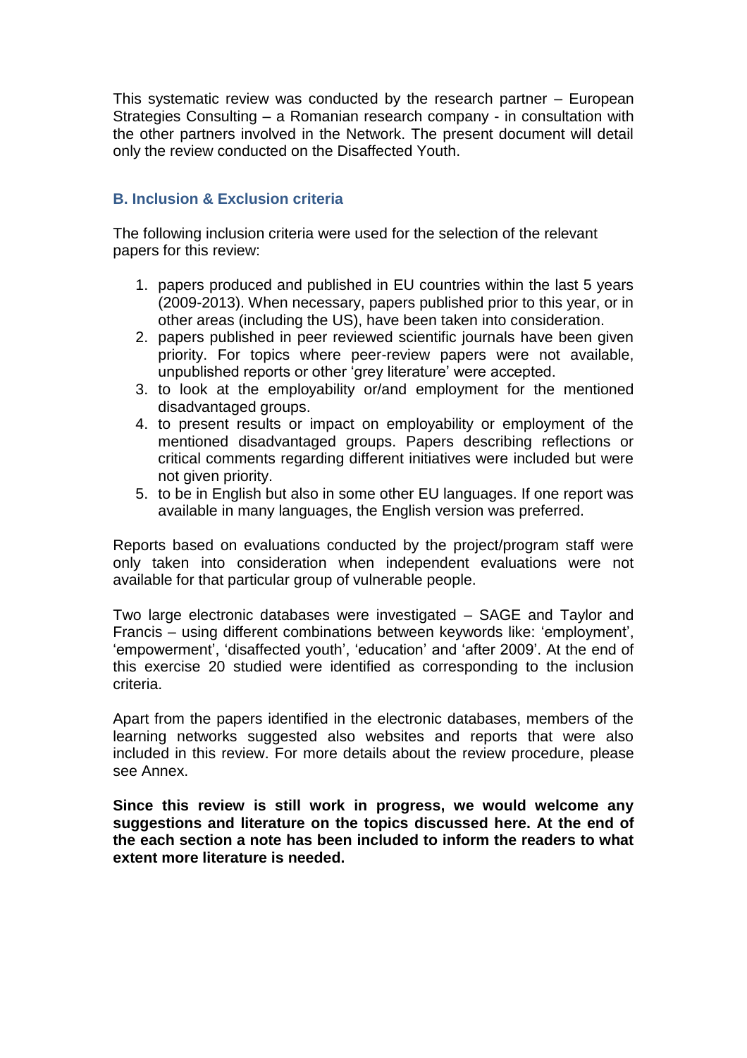This systematic review was conducted by the research partner – European Strategies Consulting – a Romanian research company - in consultation with the other partners involved in the Network. The present document will detail only the review conducted on the Disaffected Youth.

### B. Inclusion & Exclusion criteria

The following inclusion criteria were used for the selection of the relevant papers for this review:

1. papers produced and published in EU countries within the last 5 years (2009-2013). When necessary, papers published prior to this year, or in other areas (including the US), have been taken into consideration.
2. papers published in peer reviewed scientific journals have been given priority. For topics where peer-review papers were not available, unpublished reports or other 'grey literature' were accepted.
3. to look at the employability or/and employment for the mentioned disadvantaged groups.
4. to present results or impact on employability or employment of the mentioned disadvantaged groups. Papers describing reflections or critical comments regarding different initiatives were included but were not given priority.
5. to be in English but also in some other EU languages. If one report was available in many languages, the English version was preferred.

Reports based on evaluations conducted by the project/program staff were only taken into consideration when independent evaluations were not available for that particular group of vulnerable people.

Two large electronic databases were investigated – SAGE and Taylor and Francis – using different combinations between keywords like: 'employment', 'empowerment', 'disaffected youth', 'education' and 'after 2009'. At the end of this exercise 20 studied were identified as corresponding to the inclusion criteria.

Apart from the papers identified in the electronic databases, members of the learning networks suggested also websites and reports that were also included in this review. For more details about the review procedure, please see Annex.

**Since this review is still work in progress, we would welcome any suggestions and literature on the topics discussed here. At the end of the each section a note has been included to inform the readers to what extent more literature is needed.**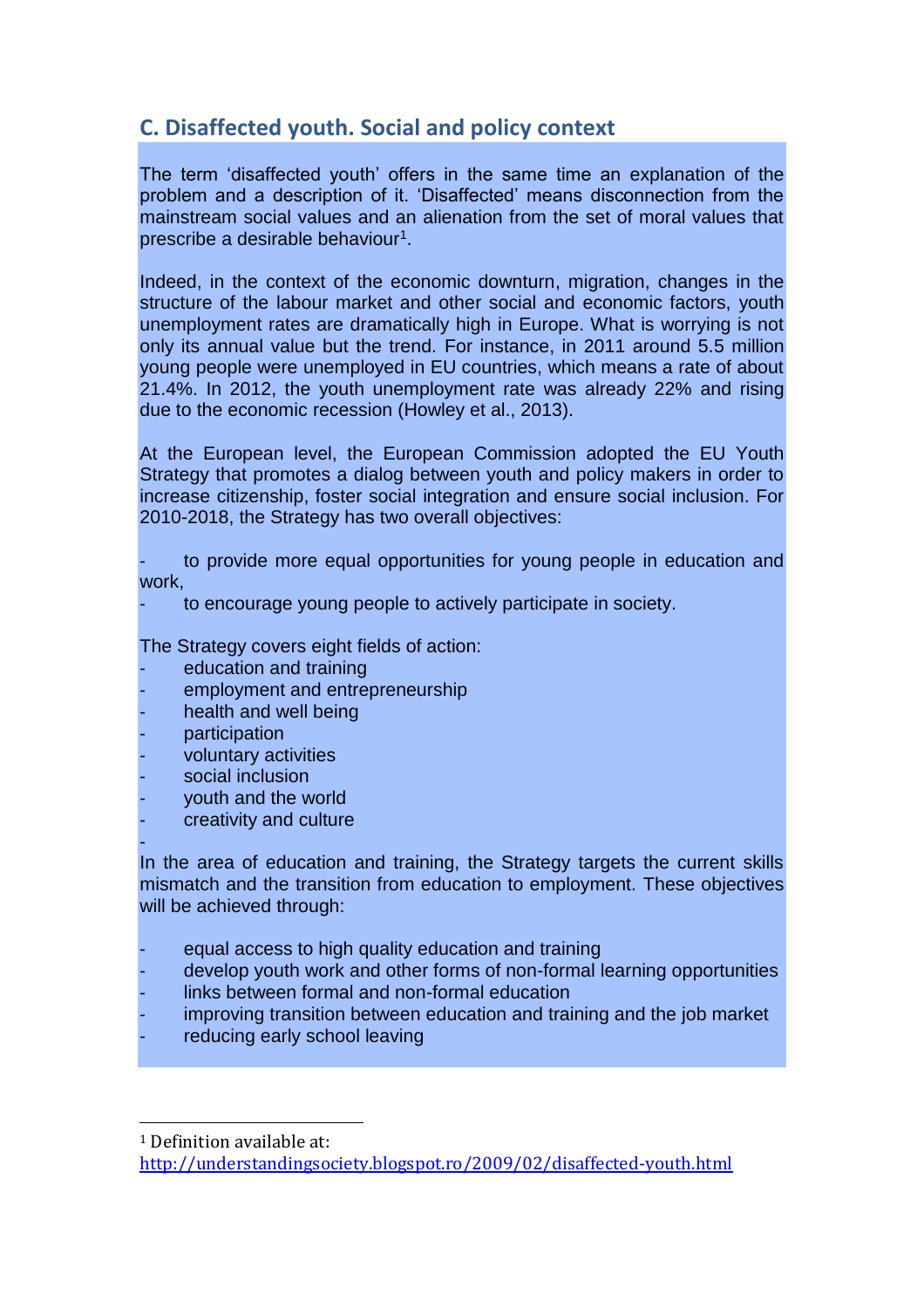## C. Disaffected youth. Social and policy context

The term 'disaffected youth' offers in the same time an explanation of the problem and a description of it. 'Disaffected' means disconnection from the mainstream social values and an alienation from the set of moral values that prescribe a desirable behaviour[1].

Indeed, in the context of the economic downturn, migration, changes in the structure of the labour market and other social and economic factors, youth unemployment rates are dramatically high in Europe. What is worrying is not only its annual value but the trend. For instance, in 2011 around 5.5 million young people were unemployed in EU countries, which means a rate of about 21.4%. In 2012, the youth unemployment rate was already 22% and rising due to the economic recession (Howley et al., 2013).

At the European level, the European Commission adopted the EU Youth Strategy that promotes a dialog between youth and policy makers in order to increase citizenship, foster social integration and ensure social inclusion. For 2010-2018, the Strategy has two overall objectives:

- to provide more equal opportunities for young people in education and work,
- to encourage young people to actively participate in society.

The Strategy covers eight fields of action:

- education and training
- employment and entrepreneurship
- health and well being
- participation
- voluntary activities
- social inclusion
- youth and the world
- creativity and culture

In the area of education and training, the Strategy targets the current skills mismatch and the transition from education to employment. These objectives will be achieved through:

- equal access to high quality education and training
- develop youth work and other forms of non-formal learning opportunities
- links between formal and non-formal education
- improving transition between education and training and the job market
- reducing early school leaving

---

[1] Definition available at: http://understandingsociety.blogspot.ro/2009/02/disaffected-youth.html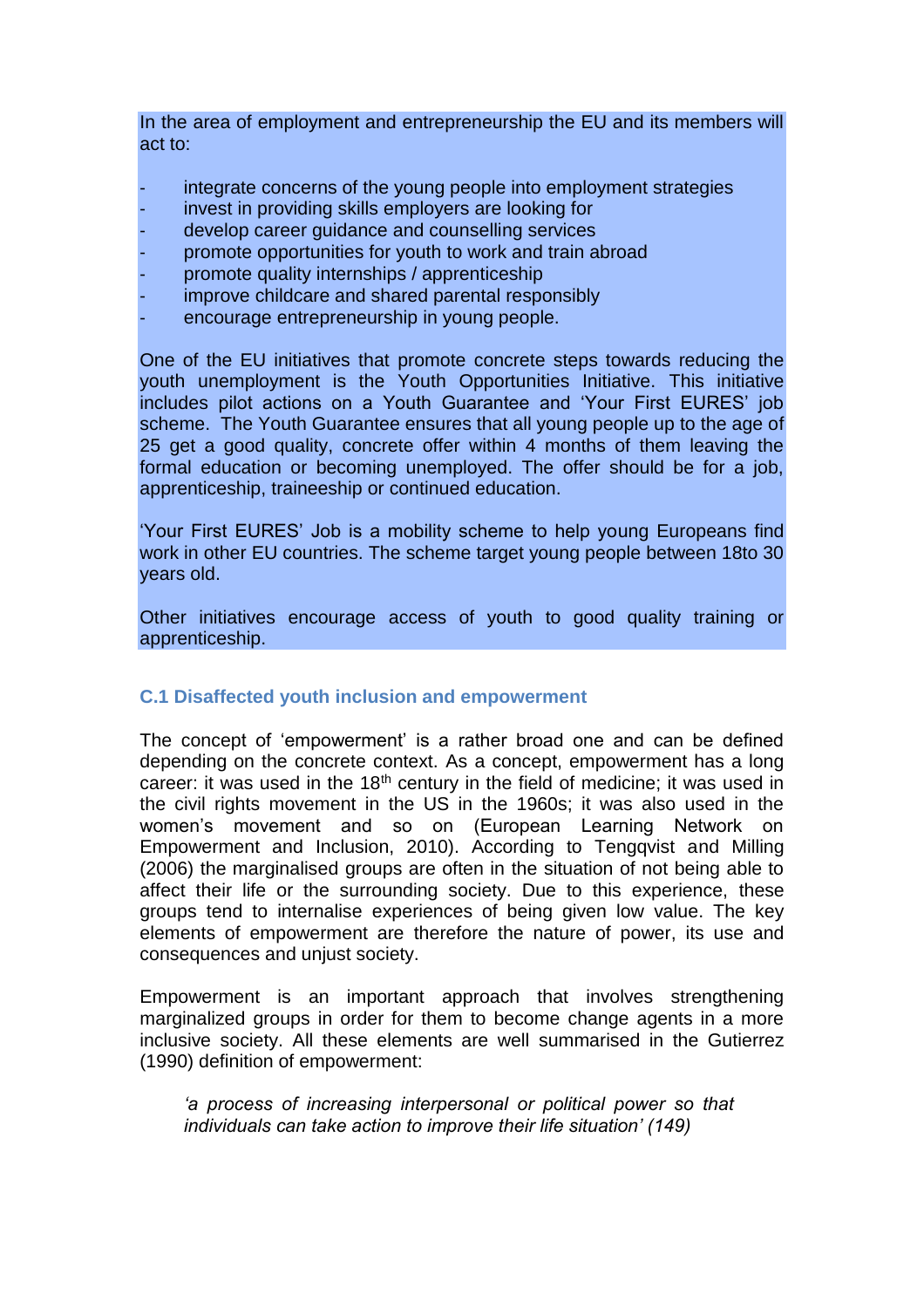In the area of employment and entrepreneurship the EU and its members will act to:

- integrate concerns of the young people into employment strategies
- invest in providing skills employers are looking for
- develop career guidance and counselling services
- promote opportunities for youth to work and train abroad
- promote quality internships / apprenticeship
- improve childcare and shared parental responsibly
- encourage entrepreneurship in young people.

One of the EU initiatives that promote concrete steps towards reducing the youth unemployment is the Youth Opportunities Initiative. This initiative includes pilot actions on a Youth Guarantee and 'Your First EURES' job scheme. The Youth Guarantee ensures that all young people up to the age of 25 get a good quality, concrete offer within 4 months of them leaving the formal education or becoming unemployed. The offer should be for a job, apprenticeship, traineeship or continued education.

'Your First EURES' Job is a mobility scheme to help young Europeans find work in other EU countries. The scheme target young people between 18to 30 years old.

Other initiatives encourage access of youth to good quality training or apprenticeship.

### C.1 Disaffected youth inclusion and empowerment

The concept of 'empowerment' is a rather broad one and can be defined depending on the concrete context. As a concept, empowerment has a long career: it was used in the 18th century in the field of medicine; it was used in the civil rights movement in the US in the 1960s; it was also used in the women's movement and so on (European Learning Network on Empowerment and Inclusion, 2010). According to Tengqvist and Milling (2006) the marginalised groups are often in the situation of not being able to affect their life or the surrounding society. Due to this experience, these groups tend to internalise experiences of being given low value. The key elements of empowerment are therefore the nature of power, its use and consequences and unjust society.

Empowerment is an important approach that involves strengthening marginalized groups in order for them to become change agents in a more inclusive society. All these elements are well summarised in the Gutierrez (1990) definition of empowerment:

> *'a process of increasing interpersonal or political power so that individuals can take action to improve their life situation' (149)*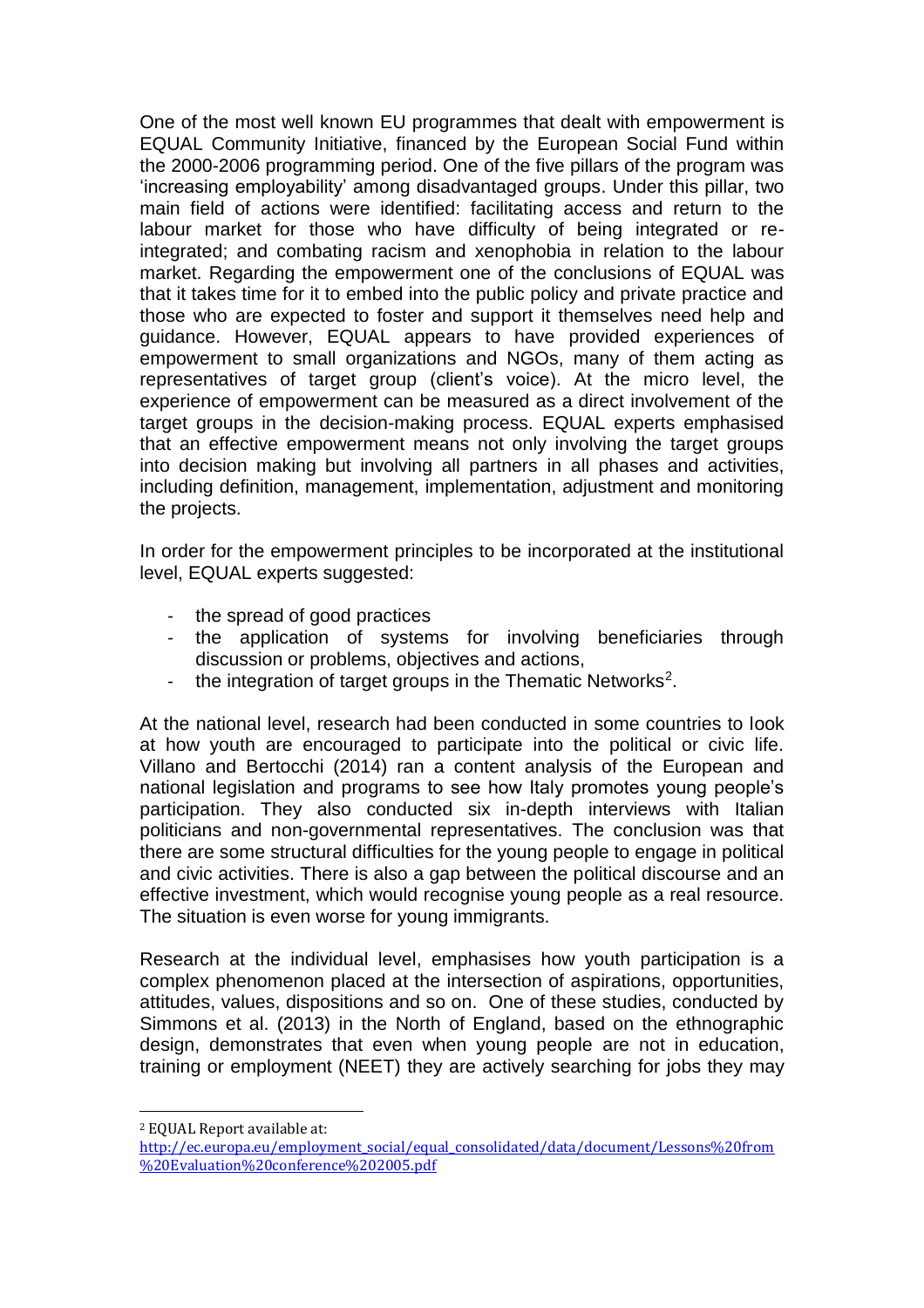One of the most well known EU programmes that dealt with empowerment is EQUAL Community Initiative, financed by the European Social Fund within the 2000-2006 programming period. One of the five pillars of the program was 'increasing employability' among disadvantaged groups. Under this pillar, two main field of actions were identified: facilitating access and return to the labour market for those who have difficulty of being integrated or re-integrated; and combating racism and xenophobia in relation to the labour market. Regarding the empowerment one of the conclusions of EQUAL was that it takes time for it to embed into the public policy and private practice and those who are expected to foster and support it themselves need help and guidance. However, EQUAL appears to have provided experiences of empowerment to small organizations and NGOs, many of them acting as representatives of target group (client's voice). At the micro level, the experience of empowerment can be measured as a direct involvement of the target groups in the decision-making process. EQUAL experts emphasised that an effective empowerment means not only involving the target groups into decision making but involving all partners in all phases and activities, including definition, management, implementation, adjustment and monitoring the projects.

In order for the empowerment principles to be incorporated at the institutional level, EQUAL experts suggested:

- the spread of good practices
- the application of systems for involving beneficiaries through discussion or problems, objectives and actions,
- the integration of target groups in the Thematic Networks[2].

At the national level, research had been conducted in some countries to look at how youth are encouraged to participate into the political or civic life. Villano and Bertocchi (2014) ran a content analysis of the European and national legislation and programs to see how Italy promotes young people's participation. They also conducted six in-depth interviews with Italian politicians and non-governmental representatives. The conclusion was that there are some structural difficulties for the young people to engage in political and civic activities. There is also a gap between the political discourse and an effective investment, which would recognise young people as a real resource. The situation is even worse for young immigrants.

Research at the individual level, emphasises how youth participation is a complex phenomenon placed at the intersection of aspirations, opportunities, attitudes, values, dispositions and so on. One of these studies, conducted by Simmons et al. (2013) in the North of England, based on the ethnographic design, demonstrates that even when young people are not in education, training or employment (NEET) they are actively searching for jobs they may

[2] EQUAL Report available at: http://ec.europa.eu/employment_social/equal_consolidated/data/document/Lessons%20from%20Evaluation%20conference%202005.pdf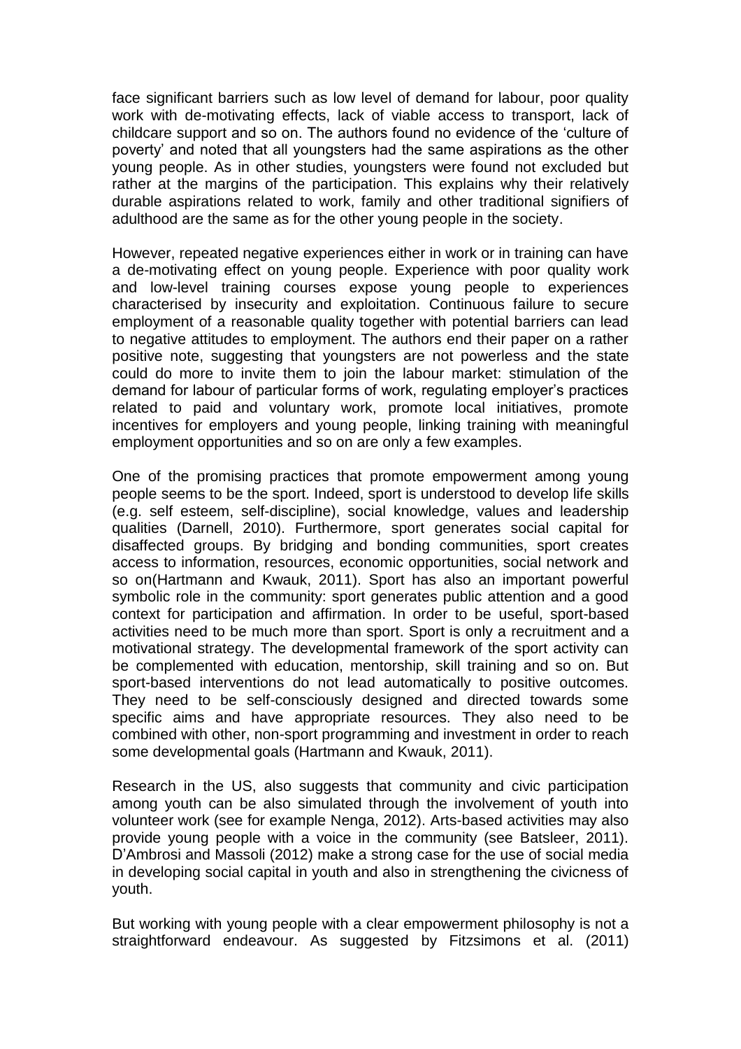face significant barriers such as low level of demand for labour, poor quality work with de-motivating effects, lack of viable access to transport, lack of childcare support and so on. The authors found no evidence of the 'culture of poverty' and noted that all youngsters had the same aspirations as the other young people. As in other studies, youngsters were found not excluded but rather at the margins of the participation. This explains why their relatively durable aspirations related to work, family and other traditional signifiers of adulthood are the same as for the other young people in the society.

However, repeated negative experiences either in work or in training can have a de-motivating effect on young people. Experience with poor quality work and low-level training courses expose young people to experiences characterised by insecurity and exploitation. Continuous failure to secure employment of a reasonable quality together with potential barriers can lead to negative attitudes to employment. The authors end their paper on a rather positive note, suggesting that youngsters are not powerless and the state could do more to invite them to join the labour market: stimulation of the demand for labour of particular forms of work, regulating employer's practices related to paid and voluntary work, promote local initiatives, promote incentives for employers and young people, linking training with meaningful employment opportunities and so on are only a few examples.

One of the promising practices that promote empowerment among young people seems to be the sport. Indeed, sport is understood to develop life skills (e.g. self esteem, self-discipline), social knowledge, values and leadership qualities (Darnell, 2010). Furthermore, sport generates social capital for disaffected groups. By bridging and bonding communities, sport creates access to information, resources, economic opportunities, social network and so on(Hartmann and Kwauk, 2011). Sport has also an important powerful symbolic role in the community: sport generates public attention and a good context for participation and affirmation. In order to be useful, sport-based activities need to be much more than sport. Sport is only a recruitment and a motivational strategy. The developmental framework of the sport activity can be complemented with education, mentorship, skill training and so on. But sport-based interventions do not lead automatically to positive outcomes. They need to be self-consciously designed and directed towards some specific aims and have appropriate resources. They also need to be combined with other, non-sport programming and investment in order to reach some developmental goals (Hartmann and Kwauk, 2011).

Research in the US, also suggests that community and civic participation among youth can be also simulated through the involvement of youth into volunteer work (see for example Nenga, 2012). Arts-based activities may also provide young people with a voice in the community (see Batsleer, 2011). D'Ambrosi and Massoli (2012) make a strong case for the use of social media in developing social capital in youth and also in strengthening the civicness of youth.

But working with young people with a clear empowerment philosophy is not a straightforward endeavour. As suggested by Fitzsimons et al. (2011)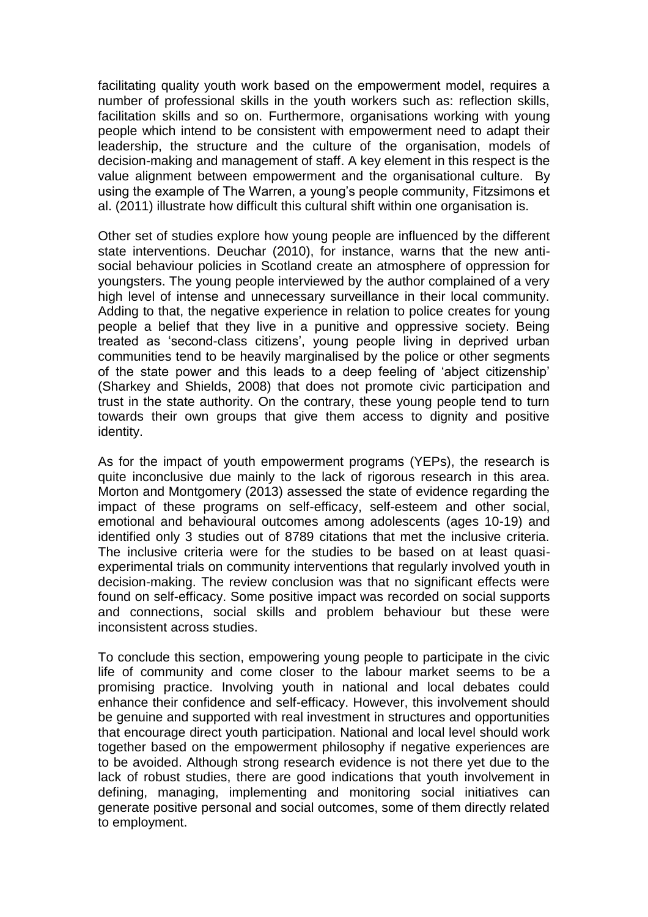facilitating quality youth work based on the empowerment model, requires a number of professional skills in the youth workers such as: reflection skills, facilitation skills and so on. Furthermore, organisations working with young people which intend to be consistent with empowerment need to adapt their leadership, the structure and the culture of the organisation, models of decision-making and management of staff. A key element in this respect is the value alignment between empowerment and the organisational culture. By using the example of The Warren, a young's people community, Fitzsimons et al. (2011) illustrate how difficult this cultural shift within one organisation is.

Other set of studies explore how young people are influenced by the different state interventions. Deuchar (2010), for instance, warns that the new anti-social behaviour policies in Scotland create an atmosphere of oppression for youngsters. The young people interviewed by the author complained of a very high level of intense and unnecessary surveillance in their local community. Adding to that, the negative experience in relation to police creates for young people a belief that they live in a punitive and oppressive society. Being treated as 'second-class citizens', young people living in deprived urban communities tend to be heavily marginalised by the police or other segments of the state power and this leads to a deep feeling of 'abject citizenship' (Sharkey and Shields, 2008) that does not promote civic participation and trust in the state authority. On the contrary, these young people tend to turn towards their own groups that give them access to dignity and positive identity.

As for the impact of youth empowerment programs (YEPs), the research is quite inconclusive due mainly to the lack of rigorous research in this area. Morton and Montgomery (2013) assessed the state of evidence regarding the impact of these programs on self-efficacy, self-esteem and other social, emotional and behavioural outcomes among adolescents (ages 10-19) and identified only 3 studies out of 8789 citations that met the inclusive criteria. The inclusive criteria were for the studies to be based on at least quasi-experimental trials on community interventions that regularly involved youth in decision-making. The review conclusion was that no significant effects were found on self-efficacy. Some positive impact was recorded on social supports and connections, social skills and problem behaviour but these were inconsistent across studies.

To conclude this section, empowering young people to participate in the civic life of community and come closer to the labour market seems to be a promising practice. Involving youth in national and local debates could enhance their confidence and self-efficacy. However, this involvement should be genuine and supported with real investment in structures and opportunities that encourage direct youth participation. National and local level should work together based on the empowerment philosophy if negative experiences are to be avoided. Although strong research evidence is not there yet due to the lack of robust studies, there are good indications that youth involvement in defining, managing, implementing and monitoring social initiatives can generate positive personal and social outcomes, some of them directly related to employment.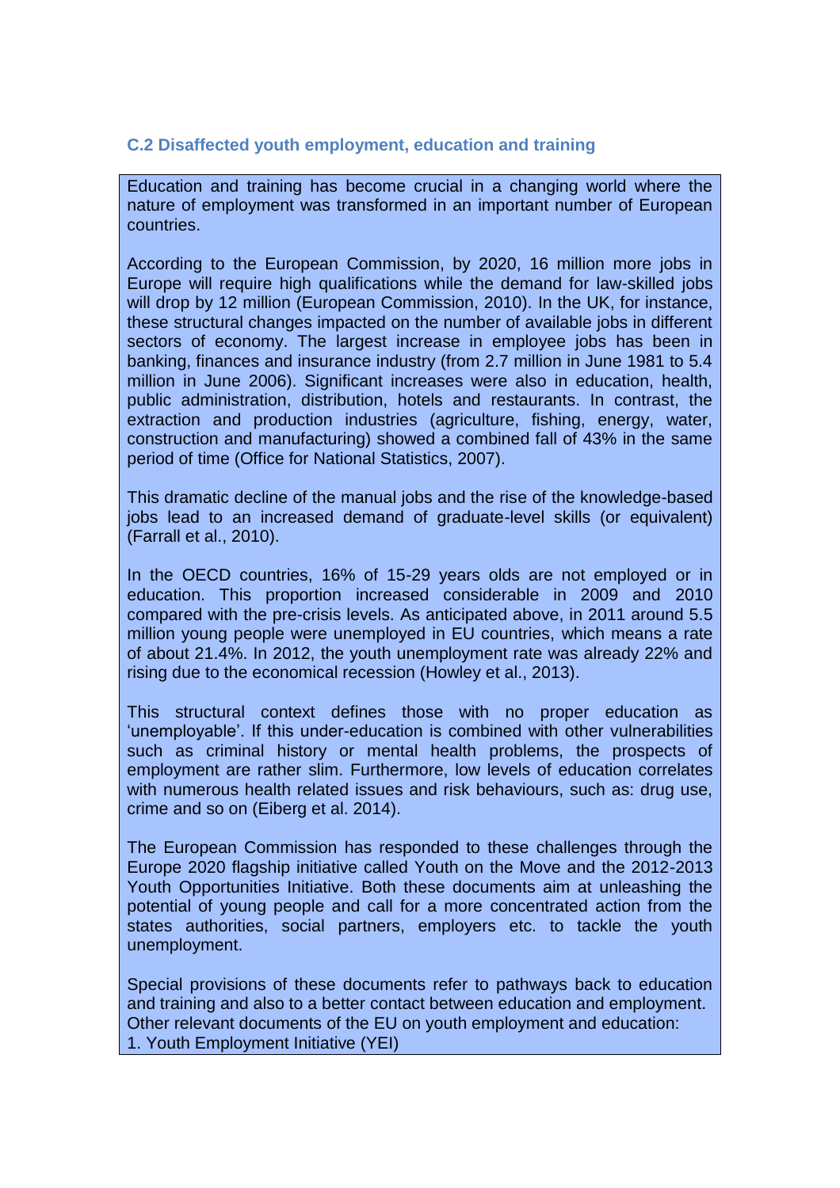### C.2 Disaffected youth employment, education and training

Education and training has become crucial in a changing world where the nature of employment was transformed in an important number of European countries.

According to the European Commission, by 2020, 16 million more jobs in Europe will require high qualifications while the demand for law-skilled jobs will drop by 12 million (European Commission, 2010). In the UK, for instance, these structural changes impacted on the number of available jobs in different sectors of economy. The largest increase in employee jobs has been in banking, finances and insurance industry (from 2.7 million in June 1981 to 5.4 million in June 2006). Significant increases were also in education, health, public administration, distribution, hotels and restaurants. In contrast, the extraction and production industries (agriculture, fishing, energy, water, construction and manufacturing) showed a combined fall of 43% in the same period of time (Office for National Statistics, 2007).

This dramatic decline of the manual jobs and the rise of the knowledge-based jobs lead to an increased demand of graduate-level skills (or equivalent) (Farrall et al., 2010).

In the OECD countries, 16% of 15-29 years olds are not employed or in education. This proportion increased considerable in 2009 and 2010 compared with the pre-crisis levels. As anticipated above, in 2011 around 5.5 million young people were unemployed in EU countries, which means a rate of about 21.4%. In 2012, the youth unemployment rate was already 22% and rising due to the economical recession (Howley et al., 2013).

This structural context defines those with no proper education as 'unemployable'. If this under-education is combined with other vulnerabilities such as criminal history or mental health problems, the prospects of employment are rather slim. Furthermore, low levels of education correlates with numerous health related issues and risk behaviours, such as: drug use, crime and so on (Eiberg et al. 2014).

The European Commission has responded to these challenges through the Europe 2020 flagship initiative called Youth on the Move and the 2012-2013 Youth Opportunities Initiative. Both these documents aim at unleashing the potential of young people and call for a more concentrated action from the states authorities, social partners, employers etc. to tackle the youth unemployment.

Special provisions of these documents refer to pathways back to education and training and also to a better contact between education and employment. Other relevant documents of the EU on youth employment and education:

1. Youth Employment Initiative (YEI)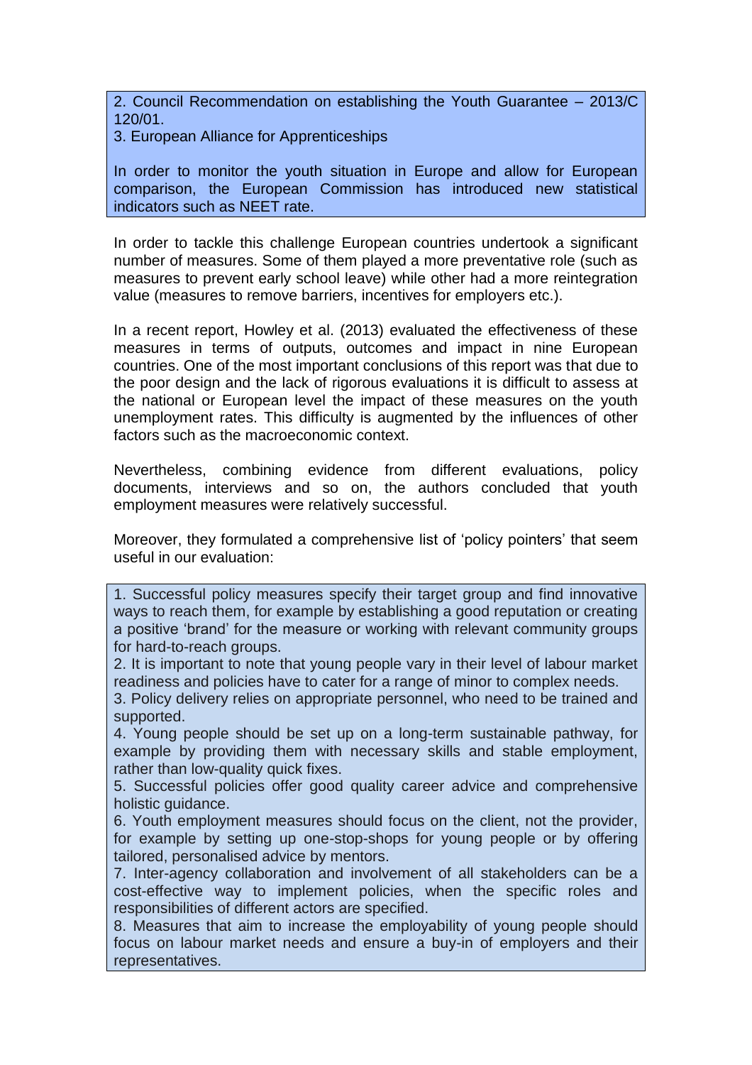2. Council Recommendation on establishing the Youth Guarantee – 2013/C 120/01.
3. European Alliance for Apprenticeships

In order to monitor the youth situation in Europe and allow for European comparison, the European Commission has introduced new statistical indicators such as NEET rate.

In order to tackle this challenge European countries undertook a significant number of measures. Some of them played a more preventative role (such as measures to prevent early school leave) while other had a more reintegration value (measures to remove barriers, incentives for employers etc.).

In a recent report, Howley et al. (2013) evaluated the effectiveness of these measures in terms of outputs, outcomes and impact in nine European countries. One of the most important conclusions of this report was that due to the poor design and the lack of rigorous evaluations it is difficult to assess at the national or European level the impact of these measures on the youth unemployment rates. This difficulty is augmented by the influences of other factors such as the macroeconomic context.

Nevertheless, combining evidence from different evaluations, policy documents, interviews and so on, the authors concluded that youth employment measures were relatively successful.

Moreover, they formulated a comprehensive list of 'policy pointers' that seem useful in our evaluation:

1. Successful policy measures specify their target group and find innovative ways to reach them, for example by establishing a good reputation or creating a positive 'brand' for the measure or working with relevant community groups for hard-to-reach groups.
2. It is important to note that young people vary in their level of labour market readiness and policies have to cater for a range of minor to complex needs.
3. Policy delivery relies on appropriate personnel, who need to be trained and supported.
4. Young people should be set up on a long-term sustainable pathway, for example by providing them with necessary skills and stable employment, rather than low-quality quick fixes.
5. Successful policies offer good quality career advice and comprehensive holistic guidance.
6. Youth employment measures should focus on the client, not the provider, for example by setting up one-stop-shops for young people or by offering tailored, personalised advice by mentors.
7. Inter-agency collaboration and involvement of all stakeholders can be a cost-effective way to implement policies, when the specific roles and responsibilities of different actors are specified.
8. Measures that aim to increase the employability of young people should focus on labour market needs and ensure a buy-in of employers and their representatives.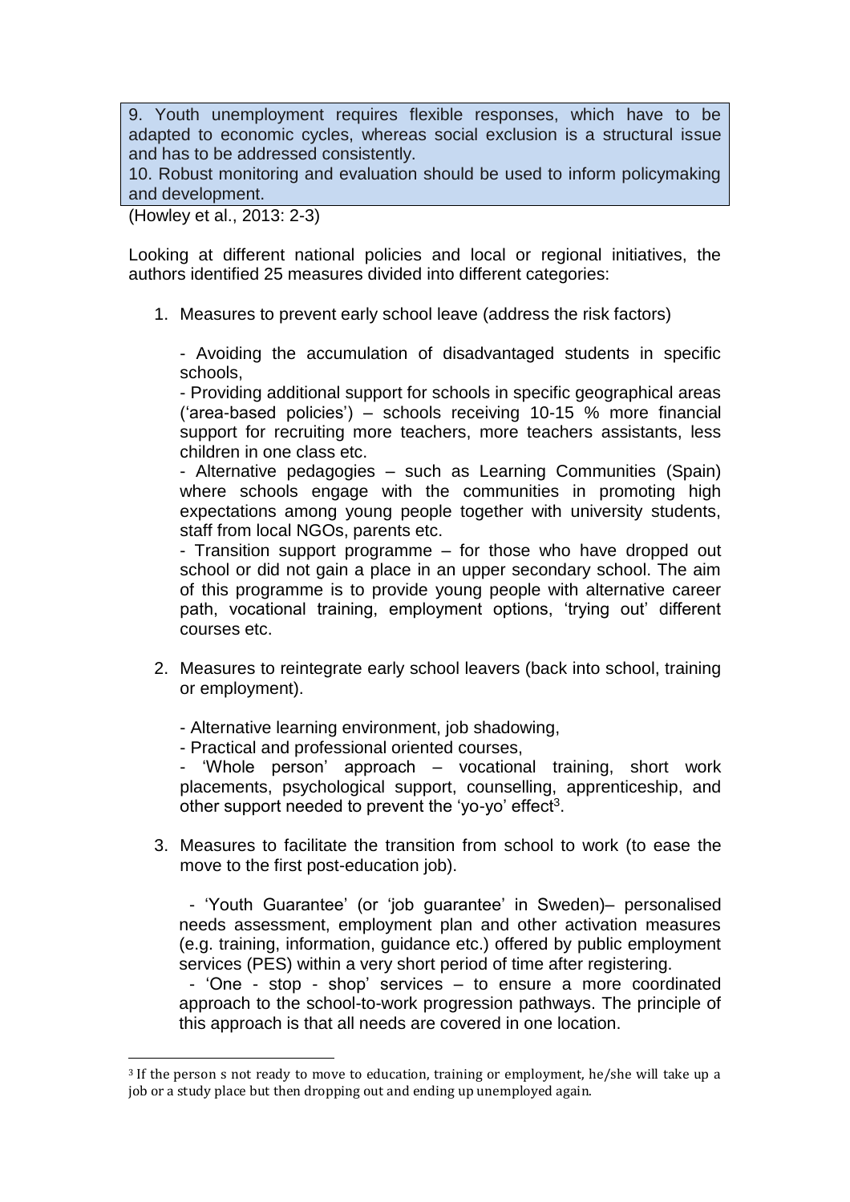9. Youth unemployment requires flexible responses, which have to be adapted to economic cycles, whereas social exclusion is a structural issue and has to be addressed consistently.
10. Robust monitoring and evaluation should be used to inform policymaking and development.

(Howley et al., 2013: 2-3)

Looking at different national policies and local or regional initiatives, the authors identified 25 measures divided into different categories:

1. Measures to prevent early school leave (address the risk factors)

   - Avoiding the accumulation of disadvantaged students in specific schools,
   - Providing additional support for schools in specific geographical areas ('area-based policies') – schools receiving 10-15 % more financial support for recruiting more teachers, more teachers assistants, less children in one class etc.
   - Alternative pedagogies – such as Learning Communities (Spain) where schools engage with the communities in promoting high expectations among young people together with university students, staff from local NGOs, parents etc.
   - Transition support programme – for those who have dropped out school or did not gain a place in an upper secondary school. The aim of this programme is to provide young people with alternative career path, vocational training, employment options, 'trying out' different courses etc.

2. Measures to reintegrate early school leavers (back into school, training or employment).

   - Alternative learning environment, job shadowing,
   - Practical and professional oriented courses,
   - 'Whole person' approach – vocational training, short work placements, psychological support, counselling, apprenticeship, and other support needed to prevent the 'yo-yo' effect[3].

3. Measures to facilitate the transition from school to work (to ease the move to the first post-education job).

   - 'Youth Guarantee' (or 'job guarantee' in Sweden)– personalised needs assessment, employment plan and other activation measures (e.g. training, information, guidance etc.) offered by public employment services (PES) within a very short period of time after registering.
   - 'One - stop - shop' services – to ensure a more coordinated approach to the school-to-work progression pathways. The principle of this approach is that all needs are covered in one location.

[3] If the person s not ready to move to education, training or employment, he/she will take up a job or a study place but then dropping out and ending up unemployed again.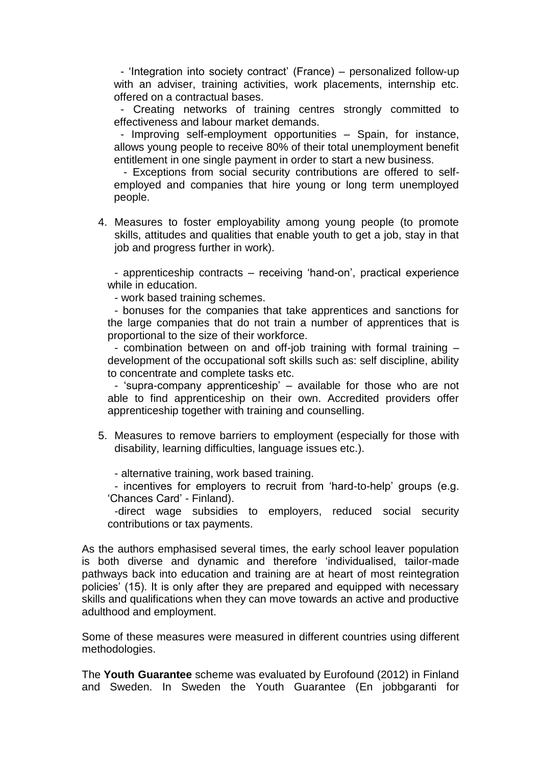- 'Integration into society contract' (France) – personalized follow-up with an adviser, training activities, work placements, internship etc. offered on a contractual bases.
- Creating networks of training centres strongly committed to effectiveness and labour market demands.
- Improving self-employment opportunities – Spain, for instance, allows young people to receive 80% of their total unemployment benefit entitlement in one single payment in order to start a new business.
- Exceptions from social security contributions are offered to self-employed and companies that hire young or long term unemployed people.

4. Measures to foster employability among young people (to promote skills, attitudes and qualities that enable youth to get a job, stay in that job and progress further in work).

   - apprenticeship contracts – receiving 'hand-on', practical experience while in education.
   - work based training schemes.
   - bonuses for the companies that take apprentices and sanctions for the large companies that do not train a number of apprentices that is proportional to the size of their workforce.
   - combination between on and off-job training with formal training – development of the occupational soft skills such as: self discipline, ability to concentrate and complete tasks etc.
   - 'supra-company apprenticeship' – available for those who are not able to find apprenticeship on their own. Accredited providers offer apprenticeship together with training and counselling.

5. Measures to remove barriers to employment (especially for those with disability, learning difficulties, language issues etc.).

   - alternative training, work based training.
   - incentives for employers to recruit from 'hard-to-help' groups (e.g. 'Chances Card' - Finland).
   - direct wage subsidies to employers, reduced social security contributions or tax payments.

As the authors emphasised several times, the early school leaver population is both diverse and dynamic and therefore 'individualised, tailor-made pathways back into education and training are at heart of most reintegration policies' (15). It is only after they are prepared and equipped with necessary skills and qualifications when they can move towards an active and productive adulthood and employment.

Some of these measures were measured in different countries using different methodologies.

The **Youth Guarantee** scheme was evaluated by Eurofound (2012) in Finland and Sweden. In Sweden the Youth Guarantee (En jobbgaranti for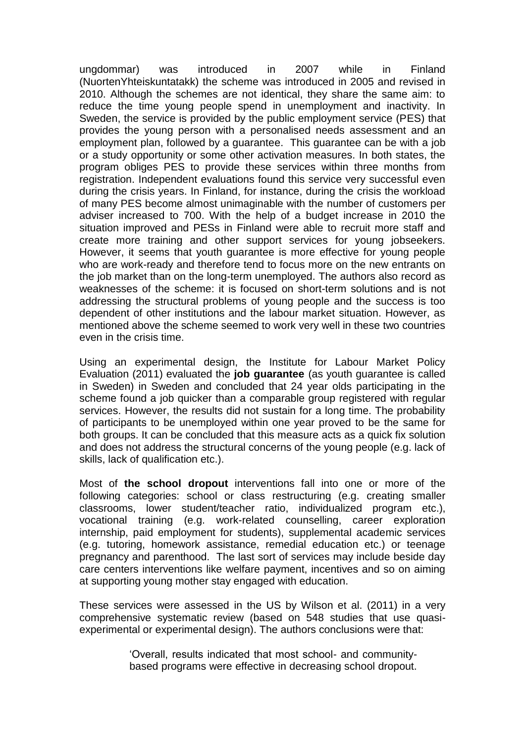ungdommar) was introduced in 2007 while in Finland (NuortenYhteiskuntatakk) the scheme was introduced in 2005 and revised in 2010. Although the schemes are not identical, they share the same aim: to reduce the time young people spend in unemployment and inactivity. In Sweden, the service is provided by the public employment service (PES) that provides the young person with a personalised needs assessment and an employment plan, followed by a guarantee. This guarantee can be with a job or a study opportunity or some other activation measures. In both states, the program obliges PES to provide these services within three months from registration. Independent evaluations found this service very successful even during the crisis years. In Finland, for instance, during the crisis the workload of many PES become almost unimaginable with the number of customers per adviser increased to 700. With the help of a budget increase in 2010 the situation improved and PESs in Finland were able to recruit more staff and create more training and other support services for young jobseekers. However, it seems that youth guarantee is more effective for young people who are work-ready and therefore tend to focus more on the new entrants on the job market than on the long-term unemployed. The authors also record as weaknesses of the scheme: it is focused on short-term solutions and is not addressing the structural problems of young people and the success is too dependent of other institutions and the labour market situation. However, as mentioned above the scheme seemed to work very well in these two countries even in the crisis time.

Using an experimental design, the Institute for Labour Market Policy Evaluation (2011) evaluated the **job guarantee** (as youth guarantee is called in Sweden) in Sweden and concluded that 24 year olds participating in the scheme found a job quicker than a comparable group registered with regular services. However, the results did not sustain for a long time. The probability of participants to be unemployed within one year proved to be the same for both groups. It can be concluded that this measure acts as a quick fix solution and does not address the structural concerns of the young people (e.g. lack of skills, lack of qualification etc.).

Most of **the school dropout** interventions fall into one or more of the following categories: school or class restructuring (e.g. creating smaller classrooms, lower student/teacher ratio, individualized program etc.), vocational training (e.g. work-related counselling, career exploration internship, paid employment for students), supplemental academic services (e.g. tutoring, homework assistance, remedial education etc.) or teenage pregnancy and parenthood. The last sort of services may include beside day care centers interventions like welfare payment, incentives and so on aiming at supporting young mother stay engaged with education.

These services were assessed in the US by Wilson et al. (2011) in a very comprehensive systematic review (based on 548 studies that use quasi-experimental or experimental design). The authors conclusions were that:

> 'Overall, results indicated that most school- and community-based programs were effective in decreasing school dropout.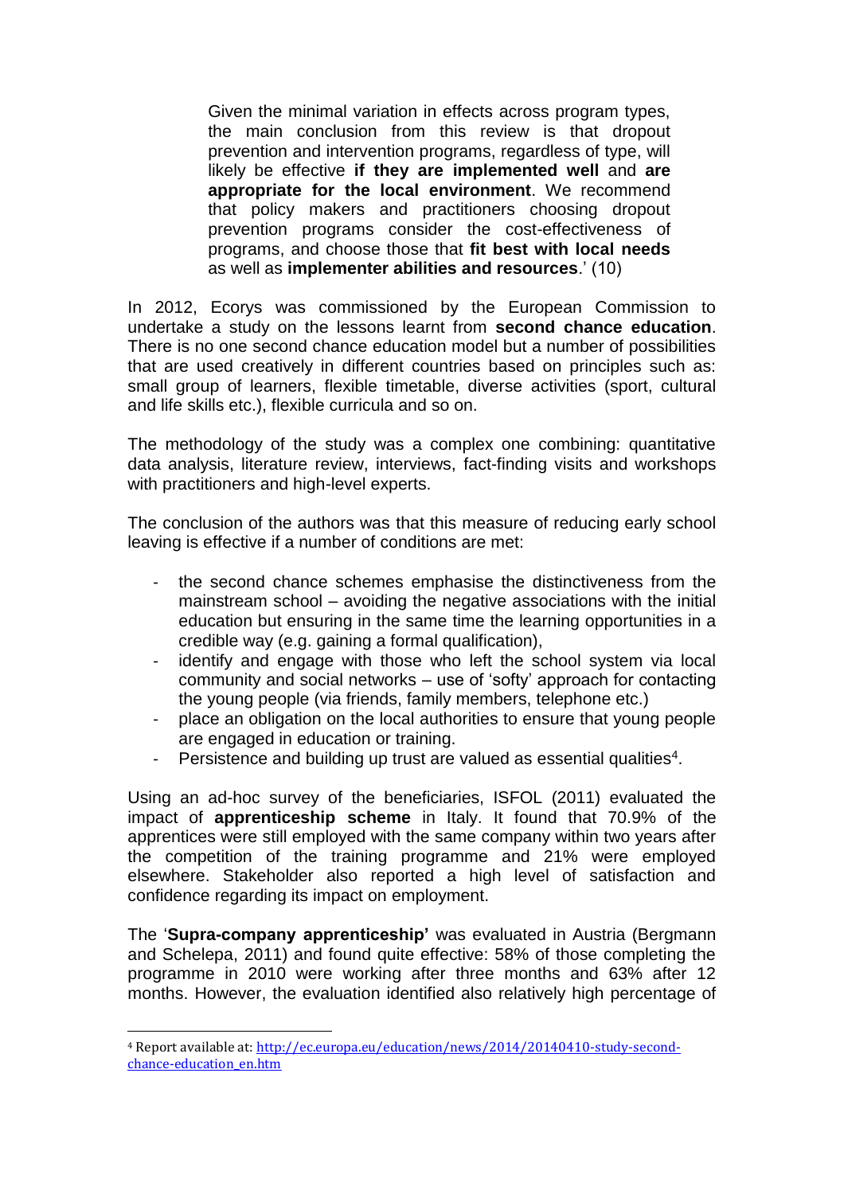> Given the minimal variation in effects across program types, the main conclusion from this review is that dropout prevention and intervention programs, regardless of type, will likely be effective **if they are implemented well** and **are appropriate for the local environment**. We recommend that policy makers and practitioners choosing dropout prevention programs consider the cost-effectiveness of programs, and choose those that **fit best with local needs** as well as **implementer abilities and resources**.' (10)

In 2012, Ecorys was commissioned by the European Commission to undertake a study on the lessons learnt from **second chance education**. There is no one second chance education model but a number of possibilities that are used creatively in different countries based on principles such as: small group of learners, flexible timetable, diverse activities (sport, cultural and life skills etc.), flexible curricula and so on.

The methodology of the study was a complex one combining: quantitative data analysis, literature review, interviews, fact-finding visits and workshops with practitioners and high-level experts.

The conclusion of the authors was that this measure of reducing early school leaving is effective if a number of conditions are met:

- the second chance schemes emphasise the distinctiveness from the mainstream school – avoiding the negative associations with the initial education but ensuring in the same time the learning opportunities in a credible way (e.g. gaining a formal qualification),
- identify and engage with those who left the school system via local community and social networks – use of 'softy' approach for contacting the young people (via friends, family members, telephone etc.)
- place an obligation on the local authorities to ensure that young people are engaged in education or training.
- Persistence and building up trust are valued as essential qualities[4].

Using an ad-hoc survey of the beneficiaries, ISFOL (2011) evaluated the impact of **apprenticeship scheme** in Italy. It found that 70.9% of the apprentices were still employed with the same company within two years after the competition of the training programme and 21% were employed elsewhere. Stakeholder also reported a high level of satisfaction and confidence regarding its impact on employment.

The '**Supra-company apprenticeship'** was evaluated in Austria (Bergmann and Schelepa, 2011) and found quite effective: 58% of those completing the programme in 2010 were working after three months and 63% after 12 months. However, the evaluation identified also relatively high percentage of

---

[4] Report available at: [http://ec.europa.eu/education/news/2014/20140410-study-second-chance-education_en.htm](http://ec.europa.eu/education/news/2014/20140410-study-second-chance-education_en.htm)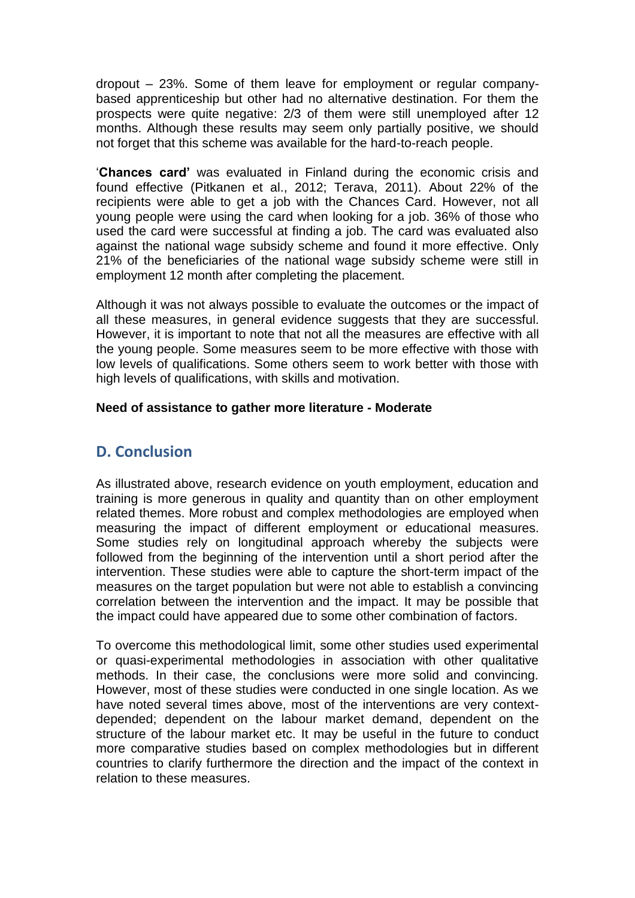dropout – 23%. Some of them leave for employment or regular company-based apprenticeship but other had no alternative destination. For them the prospects were quite negative: 2/3 of them were still unemployed after 12 months. Although these results may seem only partially positive, we should not forget that this scheme was available for the hard-to-reach people.

'**Chances card'** was evaluated in Finland during the economic crisis and found effective (Pitkanen et al., 2012; Terava, 2011). About 22% of the recipients were able to get a job with the Chances Card. However, not all young people were using the card when looking for a job. 36% of those who used the card were successful at finding a job. The card was evaluated also against the national wage subsidy scheme and found it more effective. Only 21% of the beneficiaries of the national wage subsidy scheme were still in employment 12 month after completing the placement.

Although it was not always possible to evaluate the outcomes or the impact of all these measures, in general evidence suggests that they are successful. However, it is important to note that not all the measures are effective with all the young people. Some measures seem to be more effective with those with low levels of qualifications. Some others seem to work better with those with high levels of qualifications, with skills and motivation.

**Need of assistance to gather more literature - Moderate**

## D. Conclusion

As illustrated above, research evidence on youth employment, education and training is more generous in quality and quantity than on other employment related themes. More robust and complex methodologies are employed when measuring the impact of different employment or educational measures. Some studies rely on longitudinal approach whereby the subjects were followed from the beginning of the intervention until a short period after the intervention. These studies were able to capture the short-term impact of the measures on the target population but were not able to establish a convincing correlation between the intervention and the impact. It may be possible that the impact could have appeared due to some other combination of factors.

To overcome this methodological limit, some other studies used experimental or quasi-experimental methodologies in association with other qualitative methods. In their case, the conclusions were more solid and convincing. However, most of these studies were conducted in one single location. As we have noted several times above, most of the interventions are very context-depended; dependent on the labour market demand, dependent on the structure of the labour market etc. It may be useful in the future to conduct more comparative studies based on complex methodologies but in different countries to clarify furthermore the direction and the impact of the context in relation to these measures.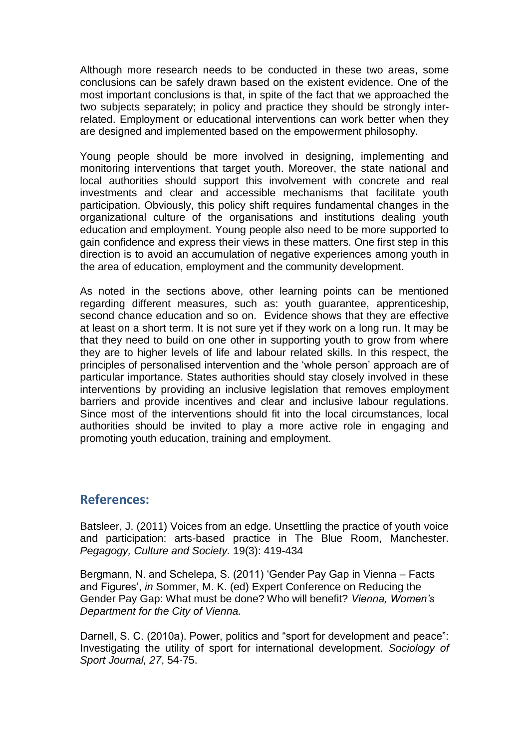Although more research needs to be conducted in these two areas, some conclusions can be safely drawn based on the existent evidence. One of the most important conclusions is that, in spite of the fact that we approached the two subjects separately; in policy and practice they should be strongly inter-related. Employment or educational interventions can work better when they are designed and implemented based on the empowerment philosophy.

Young people should be more involved in designing, implementing and monitoring interventions that target youth. Moreover, the state national and local authorities should support this involvement with concrete and real investments and clear and accessible mechanisms that facilitate youth participation. Obviously, this policy shift requires fundamental changes in the organizational culture of the organisations and institutions dealing youth education and employment. Young people also need to be more supported to gain confidence and express their views in these matters. One first step in this direction is to avoid an accumulation of negative experiences among youth in the area of education, employment and the community development.

As noted in the sections above, other learning points can be mentioned regarding different measures, such as: youth guarantee, apprenticeship, second chance education and so on. Evidence shows that they are effective at least on a short term. It is not sure yet if they work on a long run. It may be that they need to build on one other in supporting youth to grow from where they are to higher levels of life and labour related skills. In this respect, the principles of personalised intervention and the 'whole person' approach are of particular importance. States authorities should stay closely involved in these interventions by providing an inclusive legislation that removes employment barriers and provide incentives and clear and inclusive labour regulations. Since most of the interventions should fit into the local circumstances, local authorities should be invited to play a more active role in engaging and promoting youth education, training and employment.

## References:

Batsleer, J. (2011) Voices from an edge. Unsettling the practice of youth voice and participation: arts-based practice in The Blue Room, Manchester. *Pegagogy, Culture and Society.* 19(3): 419-434

Bergmann, N. and Schelepa, S. (2011) 'Gender Pay Gap in Vienna – Facts and Figures', *in* Sommer, M. K. (ed) Expert Conference on Reducing the Gender Pay Gap: What must be done? Who will benefit? *Vienna, Women's Department for the City of Vienna.*

Darnell, S. C. (2010a). Power, politics and "sport for development and peace": Investigating the utility of sport for international development. *Sociology of Sport Journal, 27*, 54-75.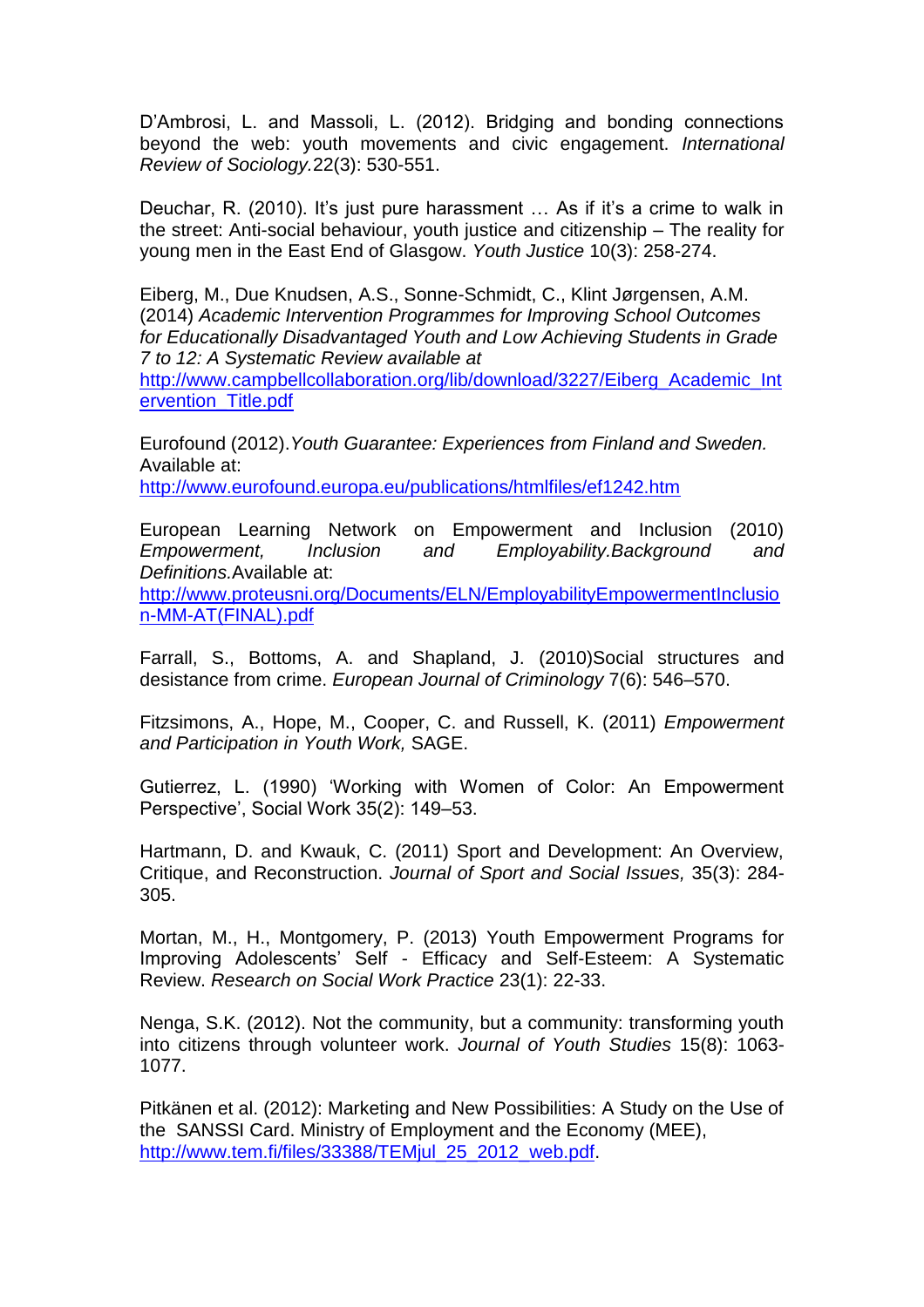D'Ambrosi, L. and Massoli, L. (2012). Bridging and bonding connections beyond the web: youth movements and civic engagement. *International Review of Sociology.*22(3): 530-551.

Deuchar, R. (2010). It's just pure harassment … As if it's a crime to walk in the street: Anti-social behaviour, youth justice and citizenship – The reality for young men in the East End of Glasgow. *Youth Justice* 10(3): 258-274.

Eiberg, M., Due Knudsen, A.S., Sonne-Schmidt, C., Klint Jørgensen, A.M. (2014) *Academic Intervention Programmes for Improving School Outcomes for Educationally Disadvantaged Youth and Low Achieving Students in Grade 7 to 12: A Systematic Review available at* http://www.campbellcollaboration.org/lib/download/3227/Eiberg_Academic_Intervention_Title.pdf

Eurofound (2012).*Youth Guarantee: Experiences from Finland and Sweden.* Available at: http://www.eurofound.europa.eu/publications/htmlfiles/ef1242.htm

European Learning Network on Empowerment and Inclusion (2010) *Empowerment, Inclusion and Employability.Background and Definitions.*Available at: http://www.proteusni.org/Documents/ELN/EmployabilityEmpowermentInclusion-MM-AT(FINAL).pdf

Farrall, S., Bottoms, A. and Shapland, J. (2010)Social structures and desistance from crime. *European Journal of Criminology* 7(6): 546–570.

Fitzsimons, A., Hope, M., Cooper, C. and Russell, K. (2011) *Empowerment and Participation in Youth Work,* SAGE.

Gutierrez, L. (1990) 'Working with Women of Color: An Empowerment Perspective', Social Work 35(2): 149–53.

Hartmann, D. and Kwauk, C. (2011) Sport and Development: An Overview, Critique, and Reconstruction. *Journal of Sport and Social Issues,* 35(3): 284-305.

Mortan, M., H., Montgomery, P. (2013) Youth Empowerment Programs for Improving Adolescents' Self - Efficacy and Self-Esteem: A Systematic Review. *Research on Social Work Practice* 23(1): 22-33.

Nenga, S.K. (2012). Not the community, but a community: transforming youth into citizens through volunteer work. *Journal of Youth Studies* 15(8): 1063-1077.

Pitkänen et al. (2012): Marketing and New Possibilities: A Study on the Use of the SANSSI Card. Ministry of Employment and the Economy (MEE), http://www.tem.fi/files/33388/TEMjul_25_2012_web.pdf.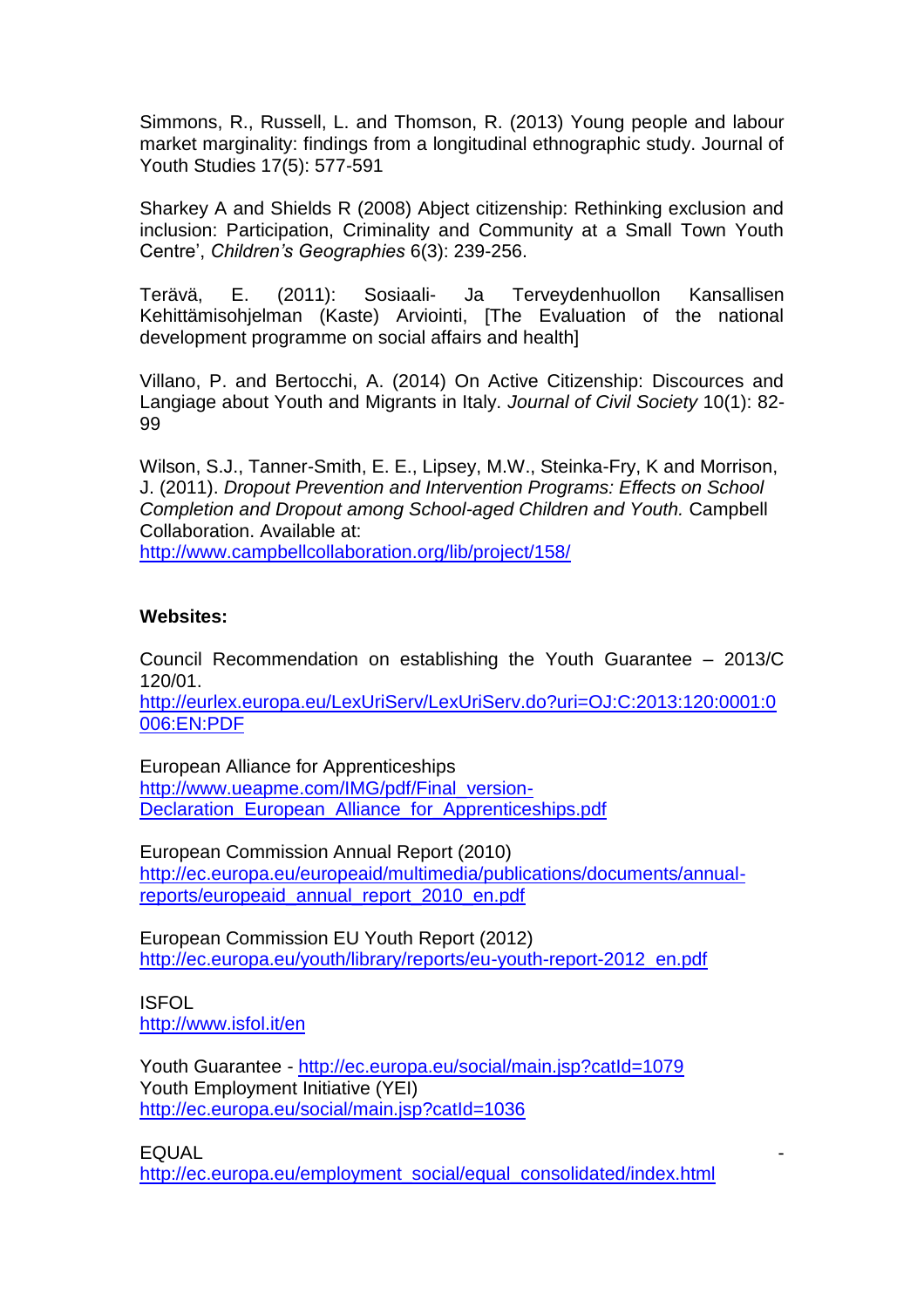Simmons, R., Russell, L. and Thomson, R. (2013) Young people and labour market marginality: findings from a longitudinal ethnographic study. Journal of Youth Studies 17(5): 577-591

Sharkey A and Shields R (2008) Abject citizenship: Rethinking exclusion and inclusion: Participation, Criminality and Community at a Small Town Youth Centre', *Children's Geographies* 6(3): 239-256.

Terävä, E. (2011): Sosiaali- Ja Terveydenhuollon Kansallisen Kehittämisohjelman (Kaste) Arviointi, [The Evaluation of the national development programme on social affairs and health]

Villano, P. and Bertocchi, A. (2014) On Active Citizenship: Discources and Langiage about Youth and Migrants in Italy. *Journal of Civil Society* 10(1): 82-99

Wilson, S.J., Tanner-Smith, E. E., Lipsey, M.W., Steinka-Fry, K and Morrison, J. (2011). *Dropout Prevention and Intervention Programs: Effects on School Completion and Dropout among School-aged Children and Youth.* Campbell Collaboration. Available at: http://www.campbellcollaboration.org/lib/project/158/

**Websites:**

Council Recommendation on establishing the Youth Guarantee – 2013/C 120/01.
http://eurlex.europa.eu/LexUriServ/LexUriServ.do?uri=OJ:C:2013:120:0001:0006:EN:PDF

European Alliance for Apprenticeships
http://www.ueapme.com/IMG/pdf/Final_version-Declaration_European_Alliance_for_Apprenticeships.pdf

European Commission Annual Report (2010)
http://ec.europa.eu/europeaid/multimedia/publications/documents/annual-reports/europeaid_annual_report_2010_en.pdf

European Commission EU Youth Report (2012)
http://ec.europa.eu/youth/library/reports/eu-youth-report-2012_en.pdf

ISFOL
http://www.isfol.it/en

Youth Guarantee - http://ec.europa.eu/social/main.jsp?catId=1079
Youth Employment Initiative (YEI)
http://ec.europa.eu/social/main.jsp?catId=1036

EQUAL -
http://ec.europa.eu/employment_social/equal_consolidated/index.html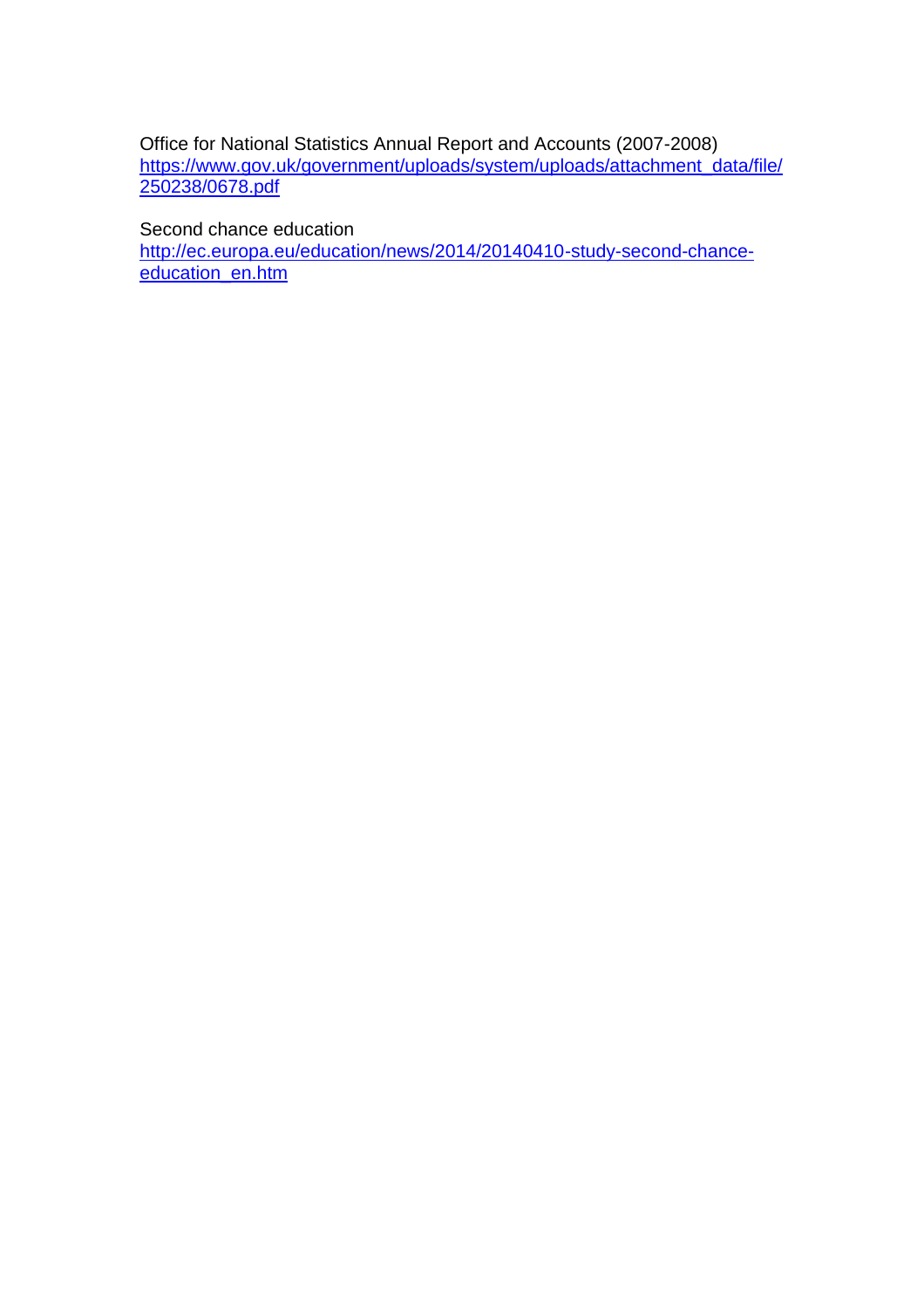Office for National Statistics Annual Report and Accounts (2007-2008)
https://www.gov.uk/government/uploads/system/uploads/attachment_data/file/250238/0678.pdf

Second chance education
http://ec.europa.eu/education/news/2014/20140410-study-second-chance-education_en.htm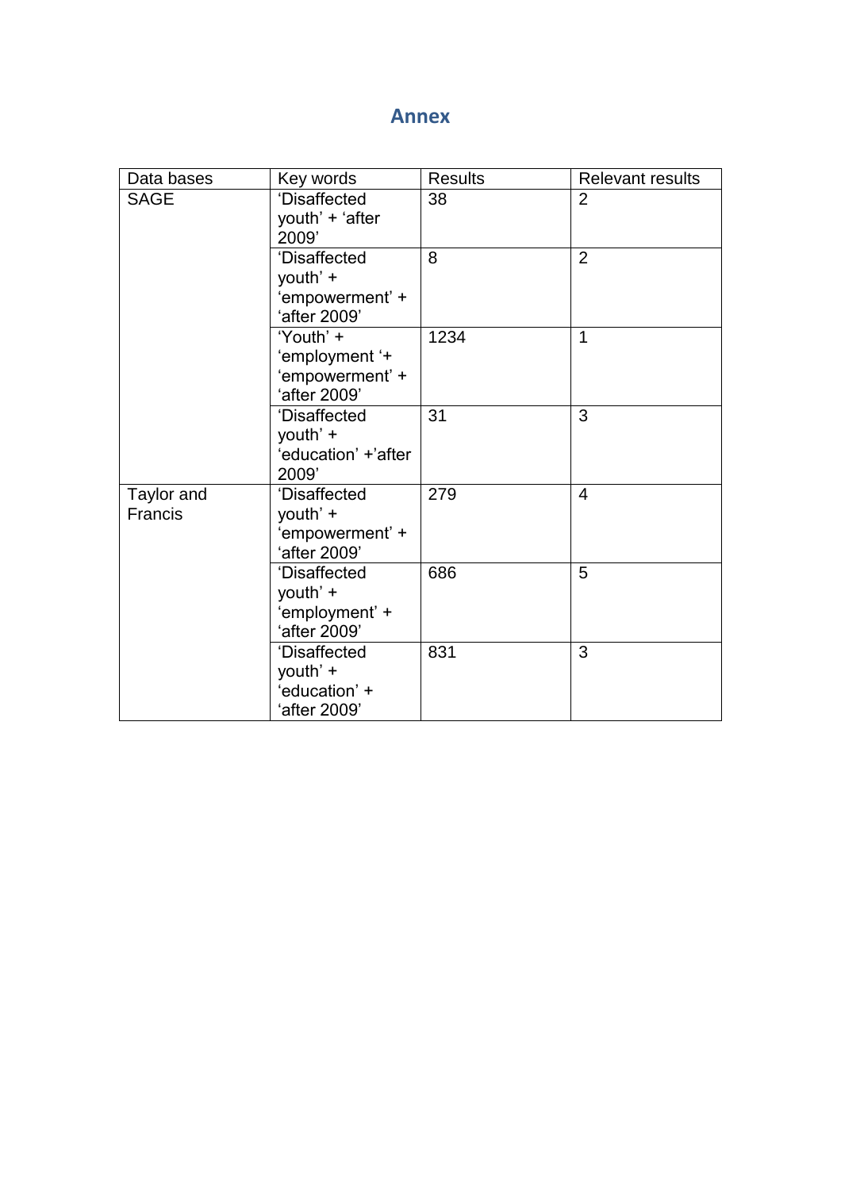# Annex

| Data bases | Key words | Results | Relevant results |
|---|---|---|---|
| SAGE | 'Disaffected youth' + 'after 2009' | 38 | 2 |
| | 'Disaffected youth' + 'empowerment' + 'after 2009' | 8 | 2 |
| | 'Youth' + 'employment '+ 'empowerment' + 'after 2009' | 1234 | 1 |
| | 'Disaffected youth' + 'education' +'after 2009' | 31 | 3 |
| Taylor and Francis | 'Disaffected youth' + 'empowerment' + 'after 2009' | 279 | 4 |
| | 'Disaffected youth' + 'employment' + 'after 2009' | 686 | 5 |
| | 'Disaffected youth' + 'education' + 'after 2009' | 831 | 3 |